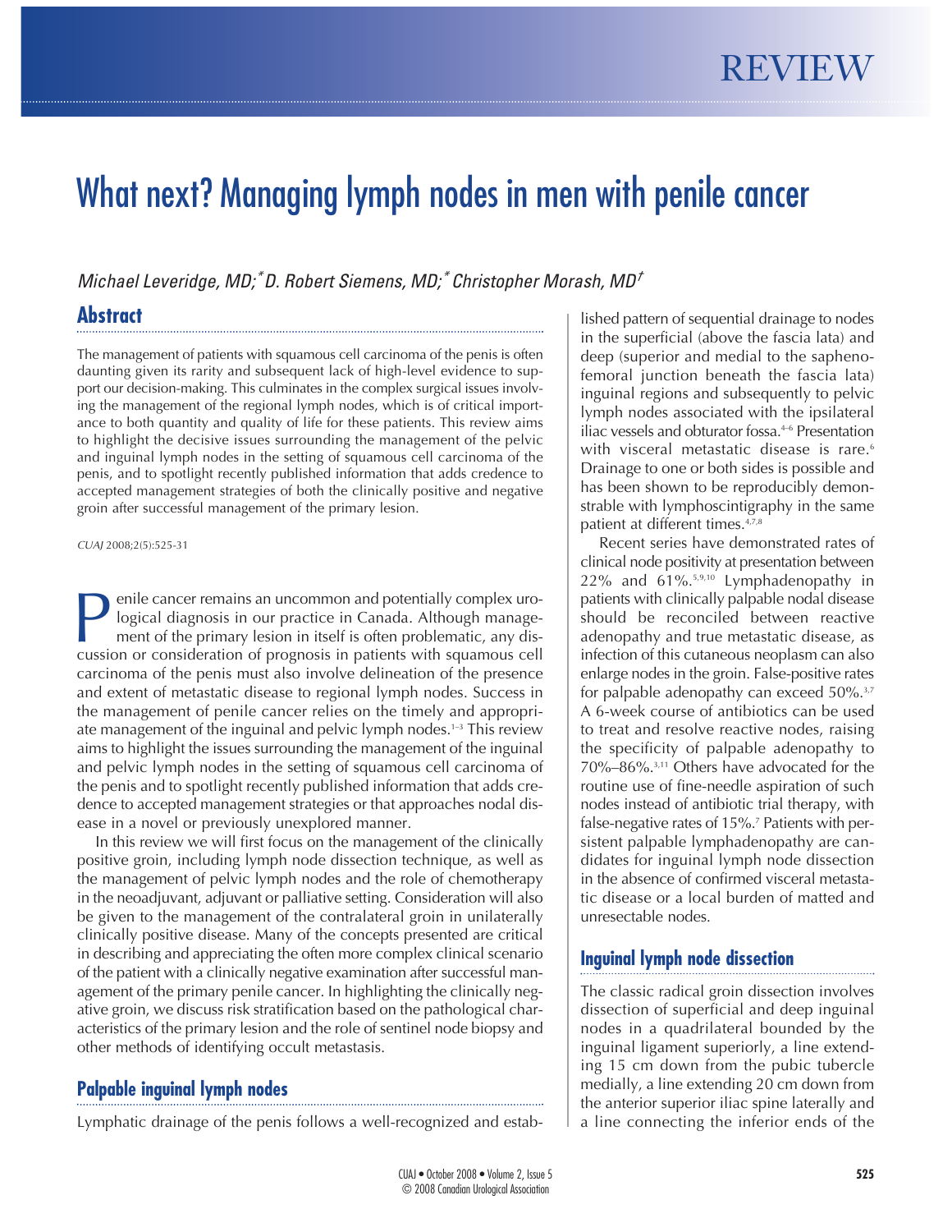REVIEW

# What next? Managing lymph nodes in men with penile cancer

*Michael Leveridge, MD;[*] D. Robert Siemens, MD;[*] Christopher Morash, MD[†]*

## Abstract

The management of patients with squamous cell carcinoma of the penis is often daunting given its rarity and subsequent lack of high-level evidence to support our decision-making. This culminates in the complex surgical issues involving the management of the regional lymph nodes, which is of critical importance to both quantity and quality of life for these patients. This review aims to highlight the decisive issues surrounding the management of the pelvic and inguinal lymph nodes in the setting of squamous cell carcinoma of the penis, and to spotlight recently published information that adds credence to accepted management strategies of both the clinically positive and negative groin after successful management of the primary lesion.

*CUAJ* 2008;2(5):525-31

Penile cancer remains an uncommon and potentially complex urological diagnosis in our practice in Canada. Although management of the primary lesion in itself is often problematic, any discussion or consideration of prognosis in patients with squamous cell carcinoma of the penis must also involve delineation of the presence and extent of metastatic disease to regional lymph nodes. Success in the management of penile cancer relies on the timely and appropriate management of the inguinal and pelvic lymph nodes.[1–3] This review aims to highlight the issues surrounding the management of the inguinal and pelvic lymph nodes in the setting of squamous cell carcinoma of the penis and to spotlight recently published information that adds credence to accepted management strategies or that approaches nodal disease in a novel or previously unexplored manner.

In this review we will first focus on the management of the clinically positive groin, including lymph node dissection technique, as well as the management of pelvic lymph nodes and the role of chemotherapy in the neoadjuvant, adjuvant or palliative setting. Consideration will also be given to the management of the contralateral groin in unilaterally clinically positive disease. Many of the concepts presented are critical in describing and appreciating the often more complex clinical scenario of the patient with a clinically negative examination after successful management of the primary penile cancer. In highlighting the clinically negative groin, we discuss risk stratification based on the pathological characteristics of the primary lesion and the role of sentinel node biopsy and other methods of identifying occult metastasis.

## Palpable inguinal lymph nodes

Lymphatic drainage of the penis follows a well-recognized and established pattern of sequential drainage to nodes in the superficial (above the fascia lata) and deep (superior and medial to the saphenofemoral junction beneath the fascia lata) inguinal regions and subsequently to pelvic lymph nodes associated with the ipsilateral iliac vessels and obturator fossa.[4–6] Presentation with visceral metastatic disease is rare.[6] Drainage to one or both sides is possible and has been shown to be reproducibly demonstrable with lymphoscintigraphy in the same patient at different times.[4,7,8]

Recent series have demonstrated rates of clinical node positivity at presentation between 22% and 61%.[5,9,10] Lymphadenopathy in patients with clinically palpable nodal disease should be reconciled between reactive adenopathy and true metastatic disease, as infection of this cutaneous neoplasm can also enlarge nodes in the groin. False-positive rates for palpable adenopathy can exceed 50%.[3,7] A 6-week course of antibiotics can be used to treat and resolve reactive nodes, raising the specificity of palpable adenopathy to 70%–86%.[3,11] Others have advocated for the routine use of fine-needle aspiration of such nodes instead of antibiotic trial therapy, with false-negative rates of 15%.[7] Patients with persistent palpable lymphadenopathy are candidates for inguinal lymph node dissection in the absence of confirmed visceral metastatic disease or a local burden of matted and unresectable nodes.

## Inguinal lymph node dissection

The classic radical groin dissection involves dissection of superficial and deep inguinal nodes in a quadrilateral bounded by the inguinal ligament superiorly, a line extending 15 cm down from the pubic tubercle medially, a line extending 20 cm down from the anterior superior iliac spine laterally and a line connecting the inferior ends of the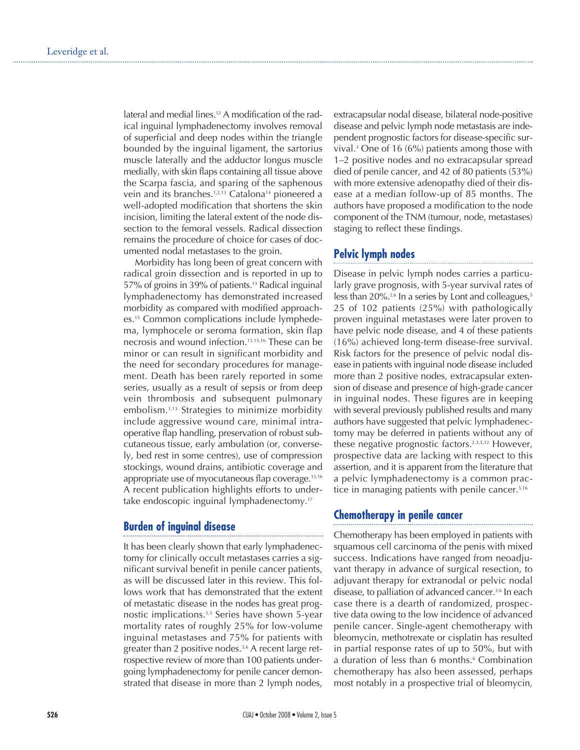lateral and medial lines.[12] A modification of the radical inguinal lymphadenectomy involves removal of superficial and deep nodes within the triangle bounded by the inguinal ligament, the sartorius muscle laterally and the adductor longus muscle medially, with skin flaps containing all tissue above the Scarpa fascia, and sparing of the saphenous vein and its branches.[1,2,13] Catalona[14] pioneered a well-adopted modification that shortens the skin incision, limiting the lateral extent of the node dissection to the femoral vessels. Radical dissection remains the procedure of choice for cases of documented nodal metastases to the groin.

Morbidity has long been of great concern with radical groin dissection and is reported in up to 57% of groins in 39% of patients.[13] Radical inguinal lymphadenectomy has demonstrated increased morbidity as compared with modified approaches.[15] Common complications include lymphedema, lymphocele or seroma formation, skin flap necrosis and wound infection.[13,15,16] These can be minor or can result in significant morbidity and the need for secondary procedures for management. Death has been rarely reported in some series, usually as a result of sepsis or from deep vein thrombosis and subsequent pulmonary embolism.[3,13] Strategies to minimize morbidity include aggressive wound care, minimal intraoperative flap handling, preservation of robust subcutaneous tissue, early ambulation (or, conversely, bed rest in some centres), use of compression stockings, wound drains, antibiotic coverage and appropriate use of myocutaneous flap coverage.[13,16] A recent publication highlights efforts to undertake endoscopic inguinal lymphadenectomy.[17]

## Burden of inguinal disease

It has been clearly shown that early lymphadenectomy for clinically occult metastases carries a significant survival benefit in penile cancer patients, as will be discussed later in this review. This follows work that has demonstrated that the extent of metastatic disease in the nodes has great prognostic implications.[3,5] Series have shown 5-year mortality rates of roughly 25% for low-volume inguinal metastases and 75% for patients with greater than 2 positive nodes.[3,6] A recent large retrospective review of more than 100 patients undergoing lymphadenectomy for penile cancer demonstrated that disease in more than 2 lymph nodes, extracapsular nodal disease, bilateral node-positive disease and pelvic lymph node metastasis are independent prognostic factors for disease-specific survival.[3] One of 16 (6%) patients among those with 1–2 positive nodes and no extracapsular spread died of penile cancer, and 42 of 80 patients (53%) with more extensive adenopathy died of their disease at a median follow-up of 85 months. The authors have proposed a modification to the node component of the TNM (tumour, node, metastases) staging to reflect these findings.

## Pelvic lymph nodes

Disease in pelvic lymph nodes carries a particularly grave prognosis, with 5-year survival rates of less than 20%.[2,6] In a series by Lont and colleagues,[5] 25 of 102 patients (25%) with pathologically proven inguinal metastases were later proven to have pelvic node disease, and 4 of these patients (16%) achieved long-term disease-free survival. Risk factors for the presence of pelvic nodal disease in patients with inguinal node disease included more than 2 positive nodes, extracapsular extension of disease and presence of high-grade cancer in inguinal nodes. These figures are in keeping with several previously published results and many authors have suggested that pelvic lymphadenectomy may be deferred in patients without any of these negative prognostic factors.[2,3,5,12] However, prospective data are lacking with respect to this assertion, and it is apparent from the literature that a pelvic lymphadenectomy is a common practice in managing patients with penile cancer.[5,16]

## Chemotherapy in penile cancer

Chemotherapy has been employed in patients with squamous cell carcinoma of the penis with mixed success. Indications have ranged from neoadjuvant therapy in advance of surgical resection, to adjuvant therapy for extranodal or pelvic nodal disease, to palliation of advanced cancer.[3,6] In each case there is a dearth of randomized, prospective data owing to the low incidence of advanced penile cancer. Single-agent chemotherapy with bleomycin, methotrexate or cisplatin has resulted in partial response rates of up to 50%, but with a duration of less than 6 months.[6] Combination chemotherapy has also been assessed, perhaps most notably in a prospective trial of bleomycin,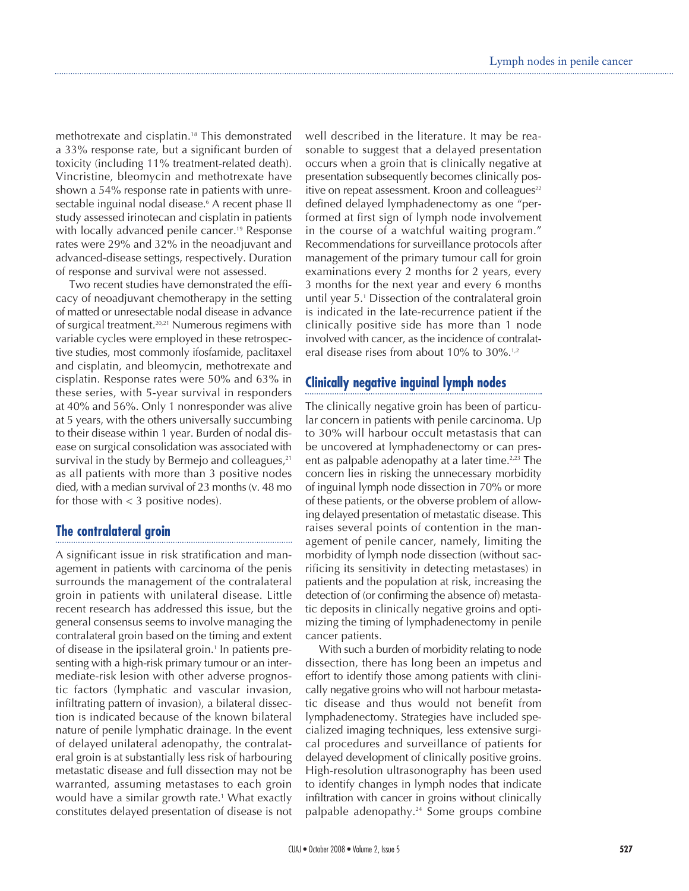methotrexate and cisplatin.[18] This demonstrated a 33% response rate, but a significant burden of toxicity (including 11% treatment-related death). Vincristine, bleomycin and methotrexate have shown a 54% response rate in patients with unresectable inguinal nodal disease.[6] A recent phase II study assessed irinotecan and cisplatin in patients with locally advanced penile cancer.[19] Response rates were 29% and 32% in the neoadjuvant and advanced-disease settings, respectively. Duration of response and survival were not assessed.

Two recent studies have demonstrated the efficacy of neoadjuvant chemotherapy in the setting of matted or unresectable nodal disease in advance of surgical treatment.[20,21] Numerous regimens with variable cycles were employed in these retrospective studies, most commonly ifosfamide, paclitaxel and cisplatin, and bleomycin, methotrexate and cisplatin. Response rates were 50% and 63% in these series, with 5-year survival in responders at 40% and 56%. Only 1 nonresponder was alive at 5 years, with the others universally succumbing to their disease within 1 year. Burden of nodal disease on surgical consolidation was associated with survival in the study by Bermejo and colleagues,[21] as all patients with more than 3 positive nodes died, with a median survival of 23 months (v. 48 mo for those with < 3 positive nodes).

## The contralateral groin

A significant issue in risk stratification and management in patients with carcinoma of the penis surrounds the management of the contralateral groin in patients with unilateral disease. Little recent research has addressed this issue, but the general consensus seems to involve managing the contralateral groin based on the timing and extent of disease in the ipsilateral groin.[1] In patients presenting with a high-risk primary tumour or an intermediate-risk lesion with other adverse prognostic factors (lymphatic and vascular invasion, infiltrating pattern of invasion), a bilateral dissection is indicated because of the known bilateral nature of penile lymphatic drainage. In the event of delayed unilateral adenopathy, the contralateral groin is at substantially less risk of harbouring metastatic disease and full dissection may not be warranted, assuming metastases to each groin would have a similar growth rate.[1] What exactly constitutes delayed presentation of disease is not well described in the literature. It may be reasonable to suggest that a delayed presentation occurs when a groin that is clinically negative at presentation subsequently becomes clinically positive on repeat assessment. Kroon and colleagues[22] defined delayed lymphadenectomy as one "performed at first sign of lymph node involvement in the course of a watchful waiting program." Recommendations for surveillance protocols after management of the primary tumour call for groin examinations every 2 months for 2 years, every 3 months for the next year and every 6 months until year 5.[1] Dissection of the contralateral groin is indicated in the late-recurrence patient if the clinically positive side has more than 1 node involved with cancer, as the incidence of contralateral disease rises from about 10% to 30%.[1,2]

## Clinically negative inguinal lymph nodes

The clinically negative groin has been of particular concern in patients with penile carcinoma. Up to 30% will harbour occult metastasis that can be uncovered at lymphadenectomy or can present as palpable adenopathy at a later time.[2,23] The concern lies in risking the unnecessary morbidity of inguinal lymph node dissection in 70% or more of these patients, or the obverse problem of allowing delayed presentation of metastatic disease. This raises several points of contention in the management of penile cancer, namely, limiting the morbidity of lymph node dissection (without sacrificing its sensitivity in detecting metastases) in patients and the population at risk, increasing the detection of (or confirming the absence of) metastatic deposits in clinically negative groins and optimizing the timing of lymphadenectomy in penile cancer patients.

With such a burden of morbidity relating to node dissection, there has long been an impetus and effort to identify those among patients with clinically negative groins who will not harbour metastatic disease and thus would not benefit from lymphadenectomy. Strategies have included specialized imaging techniques, less extensive surgical procedures and surveillance of patients for delayed development of clinically positive groins. High-resolution ultrasonography has been used to identify changes in lymph nodes that indicate infiltration with cancer in groins without clinically palpable adenopathy.[24] Some groups combine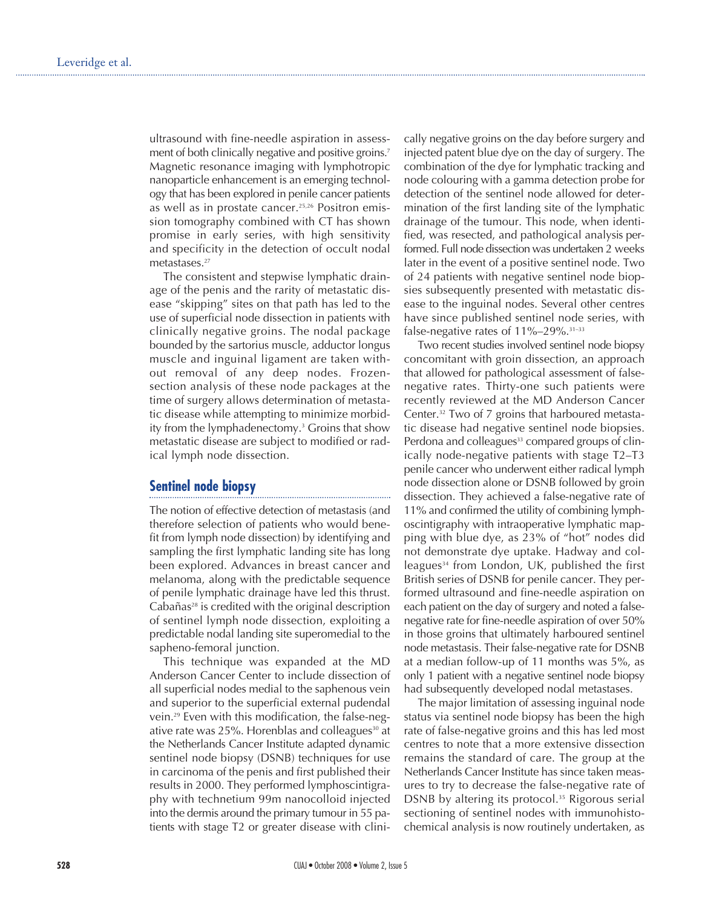ultrasound with fine-needle aspiration in assessment of both clinically negative and positive groins.[7] Magnetic resonance imaging with lymphotropic nanoparticle enhancement is an emerging technology that has been explored in penile cancer patients as well as in prostate cancer.[25,26] Positron emission tomography combined with CT has shown promise in early series, with high sensitivity and specificity in the detection of occult nodal metastases.[27]

The consistent and stepwise lymphatic drainage of the penis and the rarity of metastatic disease "skipping" sites on that path has led to the use of superficial node dissection in patients with clinically negative groins. The nodal package bounded by the sartorius muscle, adductor longus muscle and inguinal ligament are taken without removal of any deep nodes. Frozen-section analysis of these node packages at the time of surgery allows determination of metastatic disease while attempting to minimize morbidity from the lymphadenectomy.[3] Groins that show metastatic disease are subject to modified or radical lymph node dissection.

## Sentinel node biopsy

The notion of effective detection of metastasis (and therefore selection of patients who would benefit from lymph node dissection) by identifying and sampling the first lymphatic landing site has long been explored. Advances in breast cancer and melanoma, along with the predictable sequence of penile lymphatic drainage have led this thrust. Cabañas[28] is credited with the original description of sentinel lymph node dissection, exploiting a predictable nodal landing site superomedial to the sapheno-femoral junction.

This technique was expanded at the MD Anderson Cancer Center to include dissection of all superficial nodes medial to the saphenous vein and superior to the superficial external pudendal vein.[29] Even with this modification, the false-negative rate was 25%. Horenblas and colleagues[30] at the Netherlands Cancer Institute adapted dynamic sentinel node biopsy (DSNB) techniques for use in carcinoma of the penis and first published their results in 2000. They performed lymphoscintigraphy with technetium 99m nanocolloid injected into the dermis around the primary tumour in 55 patients with stage T2 or greater disease with clinically negative groins on the day before surgery and injected patent blue dye on the day of surgery. The combination of the dye for lymphatic tracking and node colouring with a gamma detection probe for detection of the sentinel node allowed for determination of the first landing site of the lymphatic drainage of the tumour. This node, when identified, was resected, and pathological analysis performed. Full node dissection was undertaken 2 weeks later in the event of a positive sentinel node. Two of 24 patients with negative sentinel node biopsies subsequently presented with metastatic disease to the inguinal nodes. Several other centres have since published sentinel node series, with false-negative rates of 11%–29%.[31–33]

Two recent studies involved sentinel node biopsy concomitant with groin dissection, an approach that allowed for pathological assessment of false-negative rates. Thirty-one such patients were recently reviewed at the MD Anderson Cancer Center.[32] Two of 7 groins that harboured metastatic disease had negative sentinel node biopsies. Perdona and colleagues[33] compared groups of clinically node-negative patients with stage T2–T3 penile cancer who underwent either radical lymph node dissection alone or DSNB followed by groin dissection. They achieved a false-negative rate of 11% and confirmed the utility of combining lymphoscintigraphy with intraoperative lymphatic mapping with blue dye, as 23% of "hot" nodes did not demonstrate dye uptake. Hadway and colleagues[34] from London, UK, published the first British series of DSNB for penile cancer. They performed ultrasound and fine-needle aspiration on each patient on the day of surgery and noted a false-negative rate for fine-needle aspiration of over 50% in those groins that ultimately harboured sentinel node metastasis. Their false-negative rate for DSNB at a median follow-up of 11 months was 5%, as only 1 patient with a negative sentinel node biopsy had subsequently developed nodal metastases.

The major limitation of assessing inguinal node status via sentinel node biopsy has been the high rate of false-negative groins and this has led most centres to note that a more extensive dissection remains the standard of care. The group at the Netherlands Cancer Institute has since taken measures to try to decrease the false-negative rate of DSNB by altering its protocol.[35] Rigorous serial sectioning of sentinel nodes with immunohistochemical analysis is now routinely undertaken, as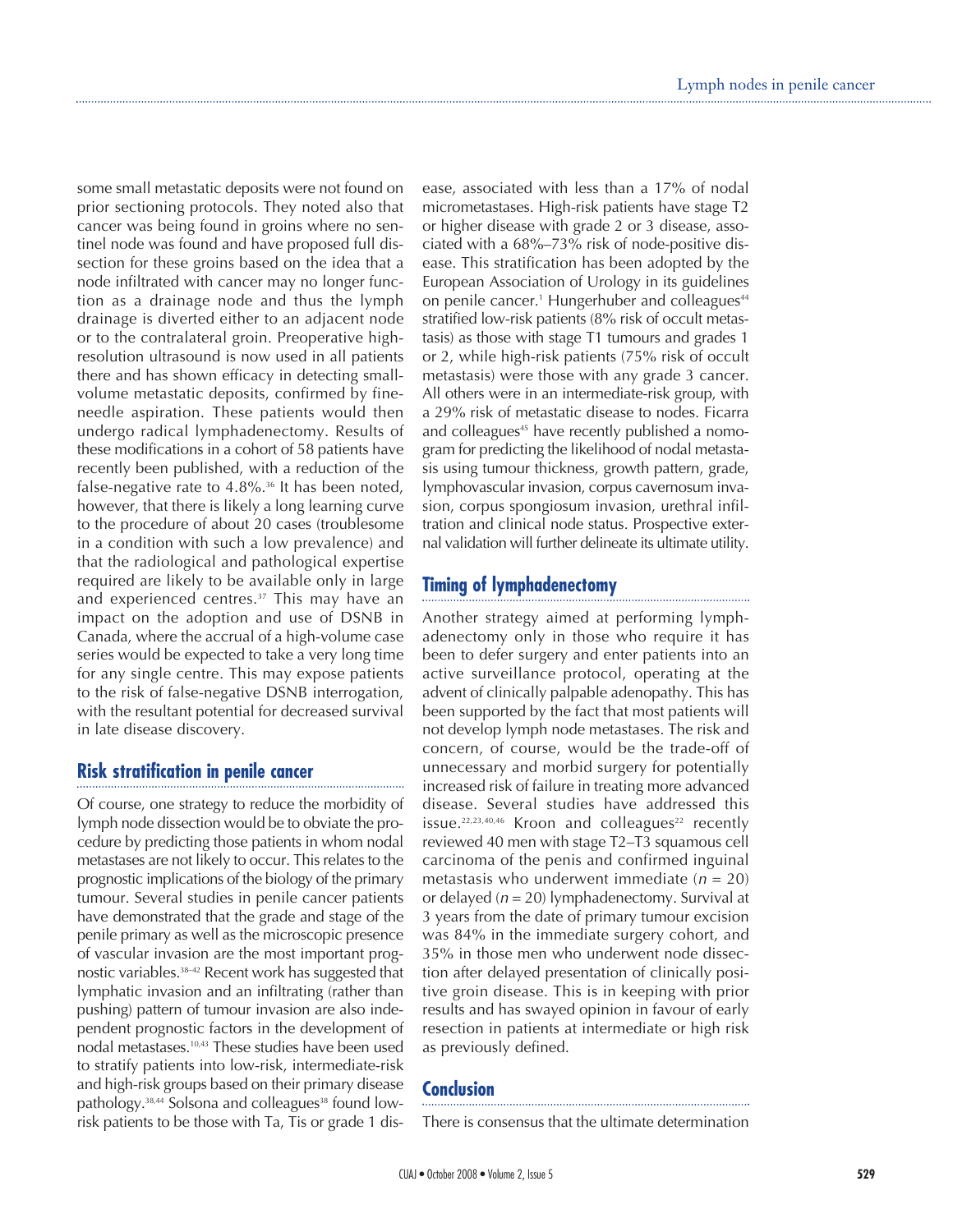some small metastatic deposits were not found on prior sectioning protocols. They noted also that cancer was being found in groins where no sentinel node was found and have proposed full dissection for these groins based on the idea that a node infiltrated with cancer may no longer function as a drainage node and thus the lymph drainage is diverted either to an adjacent node or to the contralateral groin. Preoperative high-resolution ultrasound is now used in all patients there and has shown efficacy in detecting small-volume metastatic deposits, confirmed by fine-needle aspiration. These patients would then undergo radical lymphadenectomy. Results of these modifications in a cohort of 58 patients have recently been published, with a reduction of the false-negative rate to 4.8%.[36] It has been noted, however, that there is likely a long learning curve to the procedure of about 20 cases (troublesome in a condition with such a low prevalence) and that the radiological and pathological expertise required are likely to be available only in large and experienced centres.[37] This may have an impact on the adoption and use of DSNB in Canada, where the accrual of a high-volume case series would be expected to take a very long time for any single centre. This may expose patients to the risk of false-negative DSNB interrogation, with the resultant potential for decreased survival in late disease discovery.

## Risk stratification in penile cancer

Of course, one strategy to reduce the morbidity of lymph node dissection would be to obviate the procedure by predicting those patients in whom nodal metastases are not likely to occur. This relates to the prognostic implications of the biology of the primary tumour. Several studies in penile cancer patients have demonstrated that the grade and stage of the penile primary as well as the microscopic presence of vascular invasion are the most important prognostic variables.[38–42] Recent work has suggested that lymphatic invasion and an infiltrating (rather than pushing) pattern of tumour invasion are also independent prognostic factors in the development of nodal metastases.[10,43] These studies have been used to stratify patients into low-risk, intermediate-risk and high-risk groups based on their primary disease pathology.[38,44] Solsona and colleagues[38] found low-risk patients to be those with Ta, Tis or grade 1 disease, associated with less than a 17% of nodal micrometastases. High-risk patients have stage T2 or higher disease with grade 2 or 3 disease, associated with a 68%–73% risk of node-positive disease. This stratification has been adopted by the European Association of Urology in its guidelines on penile cancer.[1] Hungerhuber and colleagues[44] stratified low-risk patients (8% risk of occult metastasis) as those with stage T1 tumours and grades 1 or 2, while high-risk patients (75% risk of occult metastasis) were those with any grade 3 cancer. All others were in an intermediate-risk group, with a 29% risk of metastatic disease to nodes. Ficarra and colleagues[45] have recently published a nomogram for predicting the likelihood of nodal metastasis using tumour thickness, growth pattern, grade, lymphovascular invasion, corpus cavernosum invasion, corpus spongiosum invasion, urethral infiltration and clinical node status. Prospective external validation will further delineate its ultimate utility.

## Timing of lymphadenectomy

Another strategy aimed at performing lymphadenectomy only in those who require it has been to defer surgery and enter patients into an active surveillance protocol, operating at the advent of clinically palpable adenopathy. This has been supported by the fact that most patients will not develop lymph node metastases. The risk and concern, of course, would be the trade-off of unnecessary and morbid surgery for potentially increased risk of failure in treating more advanced disease. Several studies have addressed this issue.[22,23,40,46] Kroon and colleagues[22] recently reviewed 40 men with stage T2–T3 squamous cell carcinoma of the penis and confirmed inguinal metastasis who underwent immediate ($n = 20$) or delayed ($n = 20$) lymphadenectomy. Survival at 3 years from the date of primary tumour excision was 84% in the immediate surgery cohort, and 35% in those men who underwent node dissection after delayed presentation of clinically positive groin disease. This is in keeping with prior results and has swayed opinion in favour of early resection in patients at intermediate or high risk as previously defined.

## Conclusion

There is consensus that the ultimate determination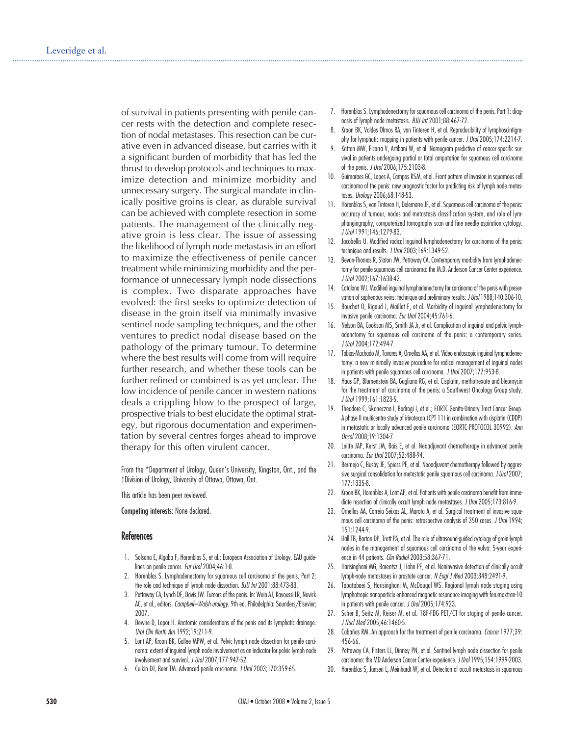of survival in patients presenting with penile cancer rests with the detection and complete resection of nodal metastases. This resection can be curative even in advanced disease, but carries with it a significant burden of morbidity that has led the thrust to develop protocols and techniques to maximize detection and minimize morbidity and unnecessary surgery. The surgical mandate in clinically positive groins is clear, as durable survival can be achieved with complete resection in some patients. The management of the clinically negative groin is less clear. The issue of assessing the likelihood of lymph node metastasis in an effort to maximize the effectiveness of penile cancer treatment while minimizing morbidity and the performance of unnecessary lymph node dissections is complex. Two disparate approaches have evolved: the first seeks to optimize detection of disease in the groin itself via minimally invasive sentinel node sampling techniques, and the other ventures to predict nodal disease based on the pathology of the primary tumour. To determine where the best results will come from will require further research, and whether these tools can be further refined or combined is as yet unclear. The low incidence of penile cancer in western nations deals a crippling blow to the prospect of large, prospective trials to best elucidate the optimal strategy, but rigorous documentation and experimentation by several centres forges ahead to improve therapy for this often virulent cancer.

From the *Department of Urology, Queen's University, Kingston, Ont., and the †Division of Urology, University of Ottawa, Ottawa, Ont.

This article has been peer reviewed.

**Competing interests:** None declared.

## References

1. Solsona E, Algaba F, Horenblas S, et al.; European Association of Urology. EAU guidelines on penile cancer. *Eur Urol* 2004;46:1-8.
2. Horenblas S. Lymphadenectomy for squamous cell carcinoma of the penis. Part 2: the role and technique of lymph node dissection. *BJU Int* 2001;88:473-83.
3. Pettaway CA, Lynch DF, Davis JW. Tumors of the penis. In: Wein AJ, Kavoussi LR, Novick AC, et al., editors. *Campbell–Walsh urology*. 9th ed. Philadelphia: Saunders/Elsevier; 2007.
4. Dewire D, Lepor H. Anatomic considerations of the penis and its lymphatic drainage. *Urol Clin North Am* 1992;19:211-9.
5. Lont AP, Kroon BK, Gallee MPW, et al. Pelvic lymph node dissection for penile carcinoma: extent of inguinal lymph node involvement as an indicator for pelvic lymph node involvement and survival. *J Urol* 2007;177:947-52.
6. Culkin DJ, Beer TM. Advanced penile carcinoma. *J Urol* 2003;170:359-65.
7. Horenblas S. Lymphadenectomy for squamous cell carcinoma of the penis. Part 1: diagnosis of lymph node metastasis. *BJU Int* 2001;88:467-72.
8. Kroon BK, Valdes Olmos RA, van Tinteren H, et al. Reproducibility of lymphoscintigraphy for lymphatic mapping in patients with penile cancer. *J Urol* 2005;174:2214-7.
9. Kattan MW, Ficarra V, Artibani W, et al. Nomogram predictive of cancer specific survival in patients undergoing partial or total amputation for squamous cell carcinoma of the penis. *J Urol* 2006;175:2103-8.
10. Guimaraes GC, Lopes A, Campos RSM, et al. Front pattern of invasion in squamous cell carcinoma of the penis: new prognostic factor for predicting risk of lymph node metastases. *Urology* 2006;68:148-53.
11. Horenblas S, van Tinteren H, Delemarre JF, et al. Squamous cell carcinoma of the penis: accuracy of tumour, nodes and metastasis classification system, and role of lymphangiography, computerized tomography scan and fine needle aspiration cytology. *J Urol* 1991;146:1279-83.
12. Jacobellis U. Modified radical inguinal lymphadenectomy for carcinoma of the penis: technique and results. *J Urol* 2003;169:1349-52.
13. Bevan-Thomas R, Slaton JW, Pettaway CA. Contemporary morbidity from lymphadenectomy for penile squamous cell carcinoma: the M.D. Anderson Cancer Center experience. *J Urol* 2002;167:1638-42.
14. Catalona WJ. Modified inguinal lymphadenectomy for carcinoma of the penis with preservation of saphenous veins: technique and preliminary results. *J Urol* 1988;140:306-10.
15. Bouchot O, Rigaud J, Maillet F, et al. Morbidity of inguinal lymphadenectomy for invasive penile carcinoma. *Eur Urol* 2004;45:761-6.
16. Nelson BA, Cookson MS, Smith JA Jr, et al. Complication of inguinal and pelvic lymphadenctomy for squamous cell carcinoma of the penis: a contemporary series. *J Urol* 2004;172:494-7.
17. Tobias-Machado M, Tavares A, Ornellas AA, et al. Video endoscopic inguinal lymphadenectomy: a new minimally invasive procedure for radical management of inguinal nodes in patients with penile squamous cell carcinoma. *J Urol* 2007;177:953-8.
18. Haas GP, Blumenstein BA, Gagliano RG, et al. Cisplatin, methotrexate and bleomycin for the treatment of carcinoma of the penis: a Southwest Oncology Group study. *J Urol* 1999;161:1823-5.
19. Theodore C, Skoneczna I, Bodrogi I, et al.; EORTC Genito-Urinary Tract Cancer Group. A phase II multicentre study of irinotecan (CPT 11) in combination with cisplatin (CDDP) in metastatic or locally advanced penile carcinoma (EORTC PROTOCOL 30992). *Ann Oncol* 2008;19:1304-7.
20. Leijte JAP, Kerst JM, Bais E, et al. Neoadjuvant chemotherapy in advanced penile carcinoma. *Eur Urol* 2007;52:488-94.
21. Bermejo C, Busby JE, Spiess PE, et al. Neoadjuvant chemotherapy followed by aggressive surgical consolidation for metastatic penile squamous cell carcinoma. *J Urol* 2007; 177:1335-8.
22. Kroon BK, Horenblas A, Lont AP, et al. Patients with penile carcinoma benefit from immediate resection of clinically occult lymph node metastases. *J Urol* 2005;173:816-9.
23. Ornellas AA, Correia Seixas AL, Marota A, et al. Surgical treatment of invasive squamous cell carcinoma of the penis: retrospective analysis of 350 cases. *J Urol* 1994; 151:1244-9.
24. Hall TB, Barton DP, Trott PA, et al. The role of ultrasound-guided cytology of groin lymph nodes in the management of squamous cell carcinoma of the vulva: 5-year experience in 44 patients. *Clin Radiol* 2003;58:367-71.
25. Harisinghani MG, Barentsz J, Hahn PF, et al. Noninvasive detection of clinically occult lymph-node metastases in prostate cancer. *N Engl J Med* 2003;348:2491-9.
26. Tabatabaei S, Harisinghani M, McDougal WS. Regional lymph node staging using lymphotropic nanoparticle enhanced magnetic resonance imaging with ferumoxtran-10 in patients with penile cancer. *J Urol* 2005;174:923.
27. Scher B, Seitz M, Reiser M, et al. 18F-FDG PET/CT for staging of penile cancer. *J Nucl Med* 2005;46:1460-5.
28. Cabañas RM. An approach for the treatment of penile carcinoma. *Cancer* 1977;39: 456-66.
29. Pettaway CA, Pisters LL, Dinney PN, et al. Sentinel lymph node dissection for penile carcinoma: the MD Anderson Cancer Center experience. *J Urol* 1995;154:1999-2003.
30. Horenblas S, Jansen L, Meinhardt W, et al. Detection of occult metastasis in squamous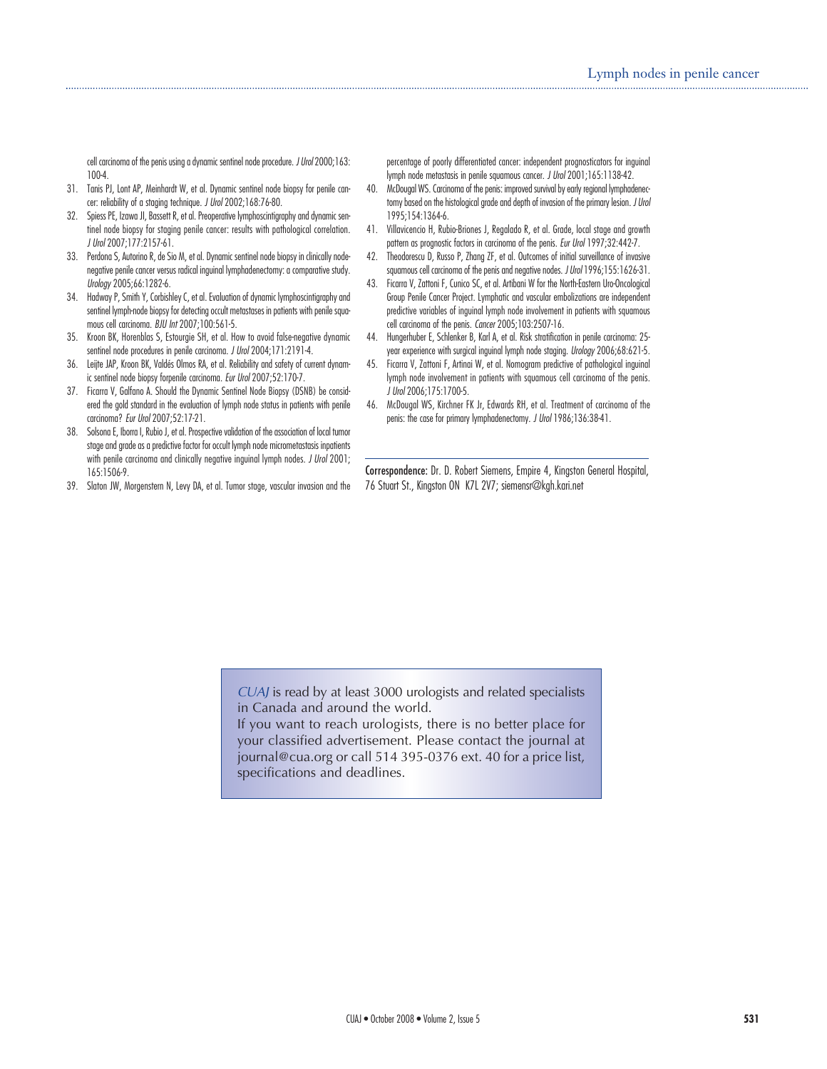cell carcinoma of the penis using a dynamic sentinel node procedure. *J Urol* 2000;163: 100-4.

31. Tanis PJ, Lont AP, Meinhardt W, et al. Dynamic sentinel node biopsy for penile cancer: reliability of a staging technique. *J Urol* 2002;168:76-80.
32. Spiess PE, Izawa JI, Bassett R, et al. Preoperative lymphoscintigraphy and dynamic sentinel node biopsy for staging penile cancer: results with pathological correlation. *J Urol* 2007;177:2157-61.
33. Perdona S, Autorino R, de Sio M, et al. Dynamic sentinel node biopsy in clinically node-negative penile cancer versus radical inguinal lymphadenectomy: a comparative study. *Urology* 2005;66:1282-6.
34. Hadway P, Smith Y, Corbishley C, et al. Evaluation of dynamic lymphoscintigraphy and sentinel lymph-node biopsy for detecting occult metastases in patients with penile squamous cell carcinoma. *BJU Int* 2007;100:561-5.
35. Kroon BK, Horenblas S, Estourgie SH, et al. How to avoid false-negative dynamic sentinel node procedures in penile carcinoma. *J Urol* 2004;171:2191-4.
36. Leijte JAP, Kroon BK, Valdés Olmos RA, et al. Reliability and safety of current dynamic sentinel node biopsy forpenile carcinoma. *Eur Urol* 2007;52:170-7.
37. Ficarra V, Galfano A. Should the Dynamic Sentinel Node Biopsy (DSNB) be considered the gold standard in the evaluation of lymph node status in patients with penile carcinoma? *Eur Urol* 2007;52:17-21.
38. Solsona E, Iborra I, Rubio J, et al. Prospective validation of the association of local tumor stage and grade as a predictive factor for occult lymph node micrometastasis inpatients with penile carcinoma and clinically negative inguinal lymph nodes. *J Urol* 2001; 165:1506-9.
39. Slaton JW, Morgenstern N, Levy DA, et al. Tumor stage, vascular invasion and the percentage of poorly differentiated cancer: independent prognosticators for inguinal lymph node metastasis in penile squamous cancer. *J Urol* 2001;165:1138-42.
40. McDougal WS. Carcinoma of the penis: improved survival by early regional lymphadenectomy based on the histological grade and depth of invasion of the primary lesion. *J Urol* 1995;154:1364-6.
41. Villavicencio H, Rubio-Briones J, Regalado R, et al. Grade, local stage and growth pattern as prognostic factors in carcinoma of the penis. *Eur Urol* 1997;32:442-7.
42. Theodorescu D, Russo P, Zhang ZF, et al. Outcomes of initial surveillance of invasive squamous cell carcinoma of the penis and negative nodes. *J Urol* 1996;155:1626-31.
43. Ficarra V, Zattoni F, Cunico SC, et al. Artibani W for the North-Eastern Uro-Oncological Group Penile Cancer Project. Lymphatic and vascular embolizations are independent predictive variables of inguinal lymph node involvement in patients with squamous cell carcinoma of the penis. *Cancer* 2005;103:2507-16.
44. Hungerhuber E, Schlenker B, Karl A, et al. Risk stratification in penile carcinoma: 25-year experience with surgical inguinal lymph node staging. *Urology* 2006;68:621-5.
45. Ficarra V, Zattoni F, Artinai W, et al. Nomogram predictive of pathological inguinal lymph node involvement in patients with squamous cell carcinoma of the penis. *J Urol* 2006;175:1700-5.
46. McDougal WS, Kirchner FK Jr, Edwards RH, et al. Treatment of carcinoma of the penis: the case for primary lymphadenectomy. *J Urol* 1986;136:38-41.

**Correspondence:** Dr. D. Robert Siemens, Empire 4, Kingston General Hospital, 76 Stuart St., Kingston ON K7L 2V7; siemensr@kgh.kari.net

*CUAJ* is read by at least 3000 urologists and related specialists in Canada and around the world.
If you want to reach urologists, there is no better place for your classified advertisement. Please contact the journal at journal@cua.org or call 514 395-0376 ext. 40 for a price list, specifications and deadlines.